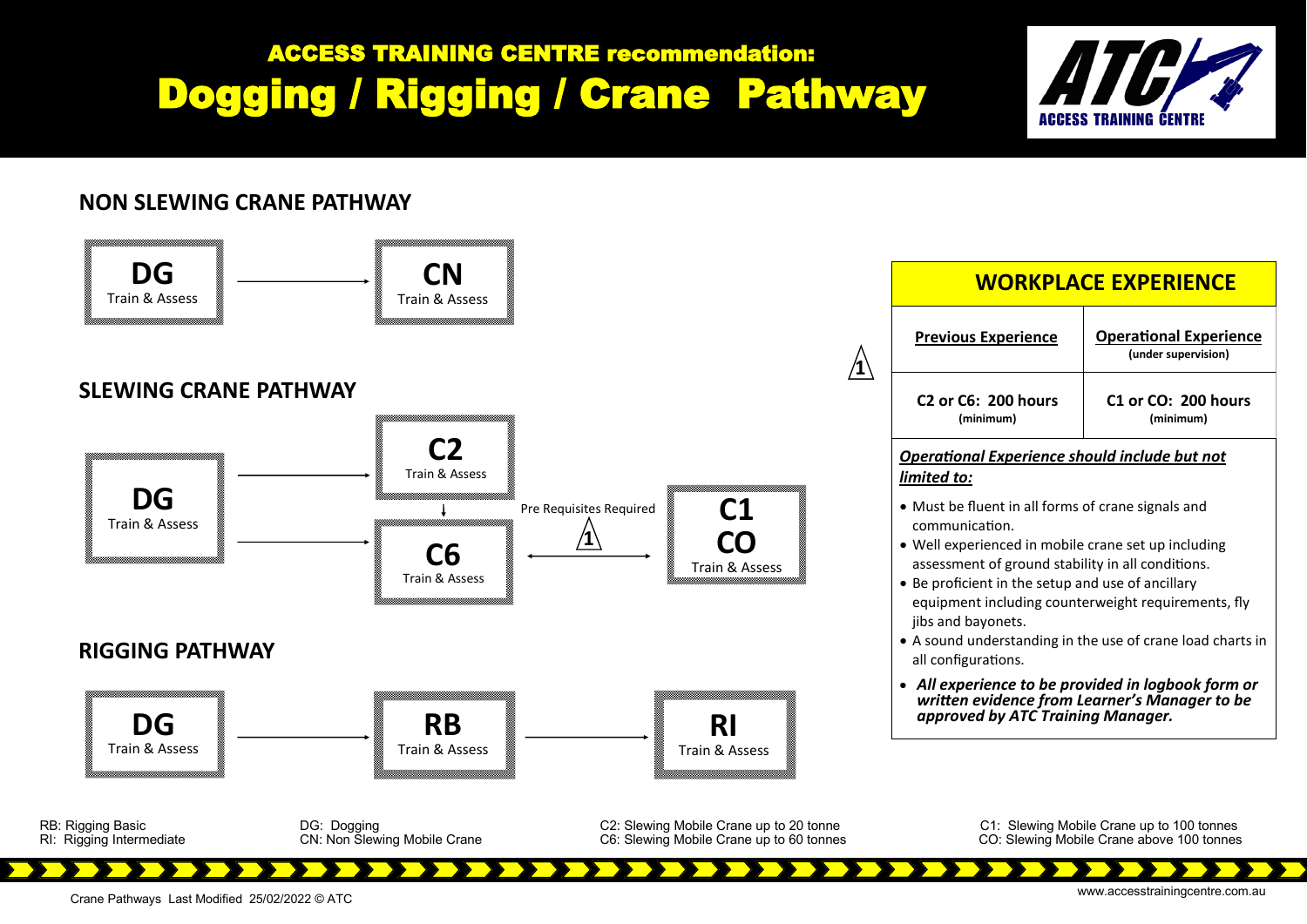**ACCESS TRAINING CENTRE recommendation:**

# Dogging / Rigging / Crane Pathway

ATC ACCESS TRAINING CENTRE

## NON SLEWING CRANE PATHWAY

**DG** Train & Assess → **CN** Train & Assess

## SLEWING CRANE PATHWAY

**DG** Train & Assess → **C2** Train & Assess

**DG** Train & Assess → **C6** Train & Assess

**C2** → **C6**

**C6** ↔ Pre Requisites Required (1) ↔ **C1 CO** Train & Assess

## RIGGING PATHWAY

**DG** Train & Assess → **RB** Train & Assess → **RI** Train & Assess

## WORKPLACE EXPERIENCE (1)

| Previous Experience | Operational Experience (under supervision) |
|---|---|
| C2 or C6: 200 hours (minimum) | C1 or CO: 200 hours (minimum) |

***Operational Experience should include but not limited to:***

- Must be fluent in all forms of crane signals and communication.
- Well experienced in mobile crane set up including assessment of ground stability in all conditions.
- Be proficient in the setup and use of ancillary equipment including counterweight requirements, fly jibs and bayonets.
- A sound understanding in the use of crane load charts in all configurations.
- ***All experience to be provided in logbook form or written evidence from Learner's Manager to be approved by ATC Training Manager.***

RB: Rigging Basic
RI: Rigging Intermediate

DG: Dogging
CN: Non Slewing Mobile Crane

C2: Slewing Mobile Crane up to 20 tonne
C6: Slewing Mobile Crane up to 60 tonnes

C1: Slewing Mobile Crane up to 100 tonnes
CO: Slewing Mobile Crane above 100 tonnes

Crane Pathways Last Modified 25/02/2022 © ATC

www.accesstrainingcentre.com.au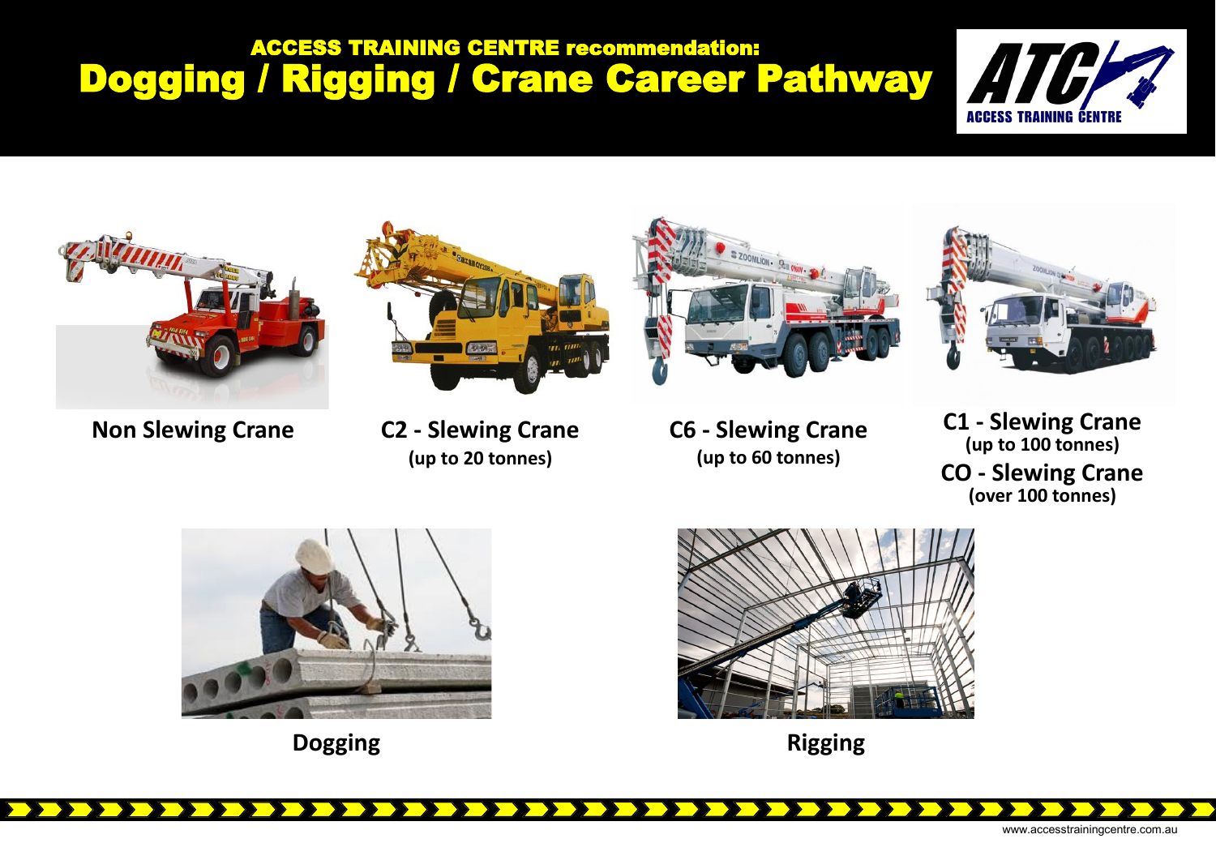ACCESS TRAINING CENTRE recommendation:

# Dogging / Rigging / Crane Career Pathway

**Non Slewing Crane**

**C2 - Slewing Crane**
**(up to 20 tonnes)**

**C6 - Slewing Crane**
**(up to 60 tonnes)**

**C1 - Slewing Crane**
**(up to 100 tonnes)**

**CO - Slewing Crane**
**(over 100 tonnes)**

**Dogging**

**Rigging**

www.accesstrainingcentre.com.au